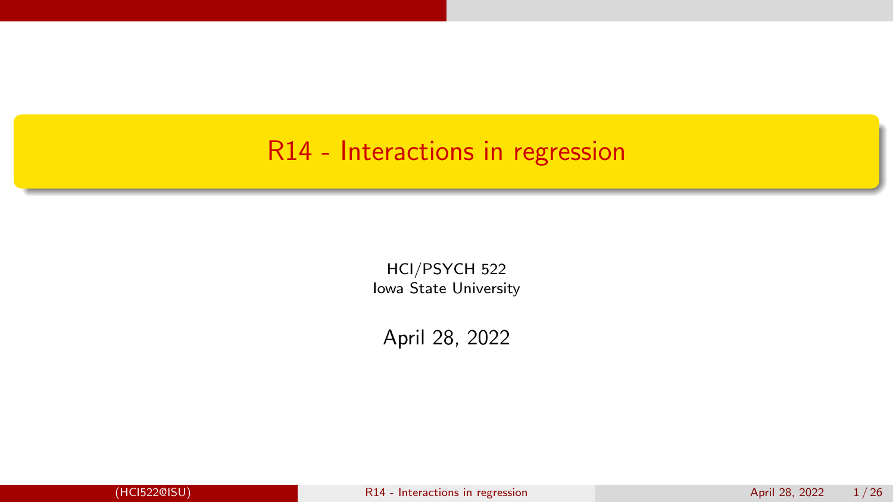# R14 - Interactions in regression

HCI/PSYCH 522
Iowa State University

April 28, 2022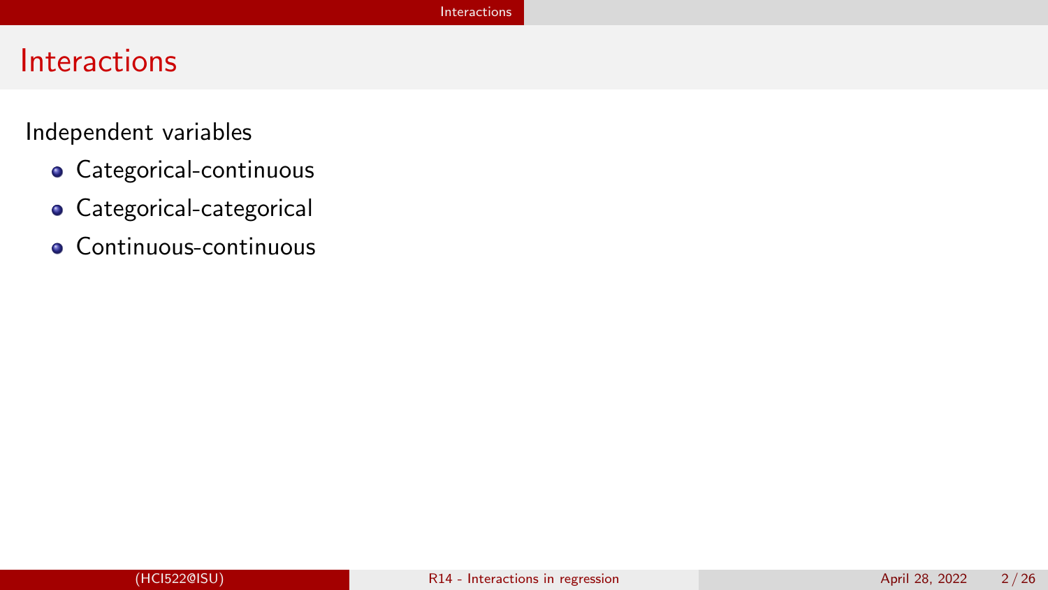# Interactions

Independent variables

- Categorical-continuous
- Categorical-categorical
- Continuous-continuous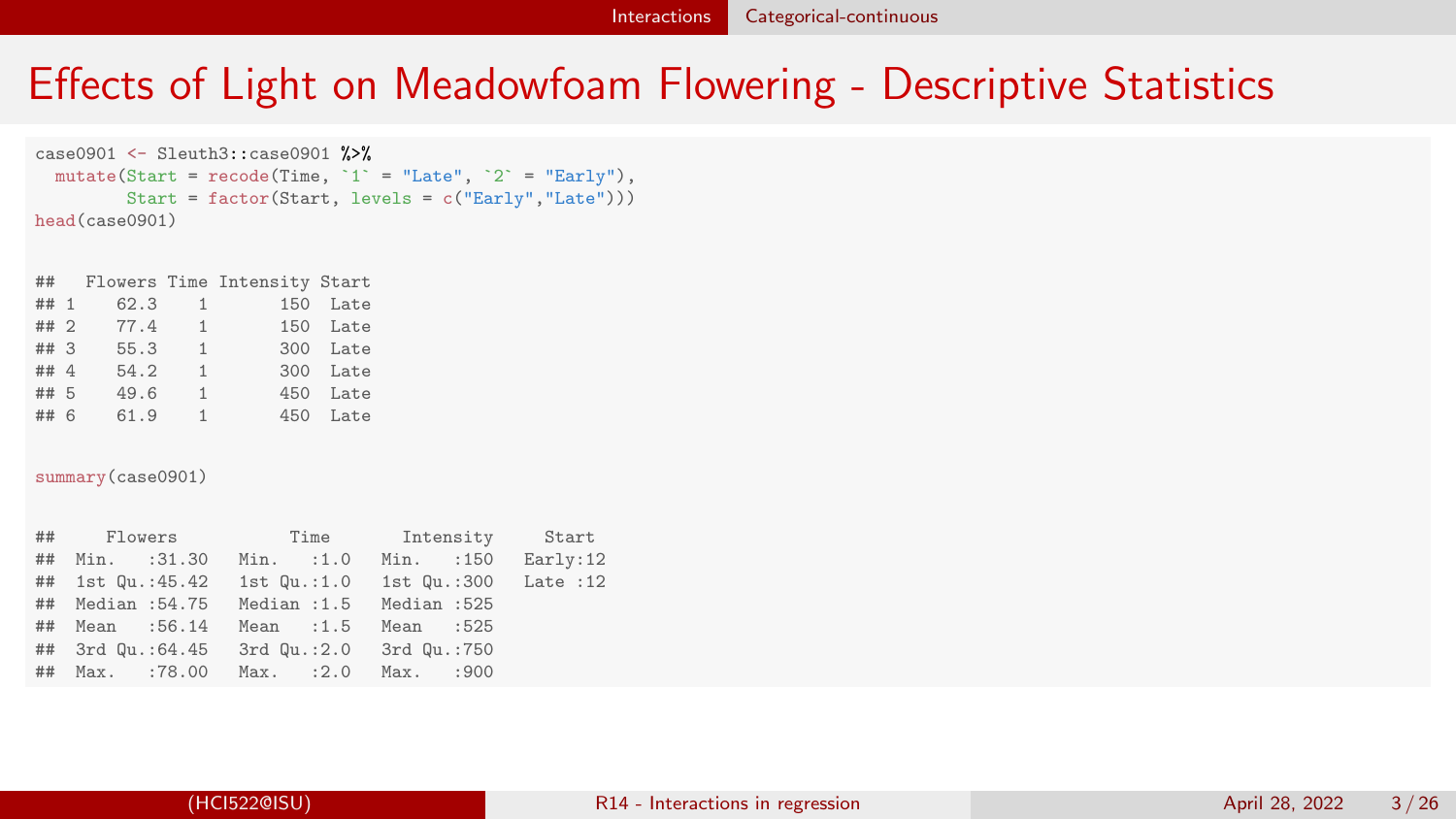# Effects of Light on Meadowfoam Flowering - Descriptive Statistics

```
case0901 <- Sleuth3::case0901 %>%
  mutate(Start = recode(Time, `1` = "Late", `2` = "Early"),
         Start = factor(Start, levels = c("Early","Late")))
head(case0901)
```

```
##   Flowers Time Intensity Start
## 1    62.3    1       150  Late
## 2    77.4    1       150  Late
## 3    55.3    1       300  Late
## 4    54.2    1       300  Late
## 5    49.6    1       450  Late
## 6    61.9    1       450  Late
```

```
summary(case0901)
```

```
##     Flowers           Time       Intensity     Start
##  Min.   :31.30   Min.   :1.0   Min.   :150   Early:12
##  1st Qu.:45.42   1st Qu.:1.0   1st Qu.:300   Late :12
##  Median :54.75   Median :1.5   Median :525
##  Mean   :56.14   Mean   :1.5   Mean   :525
##  3rd Qu.:64.45   3rd Qu.:2.0   3rd Qu.:750
##  Max.   :78.00   Max.   :2.0   Max.   :900
```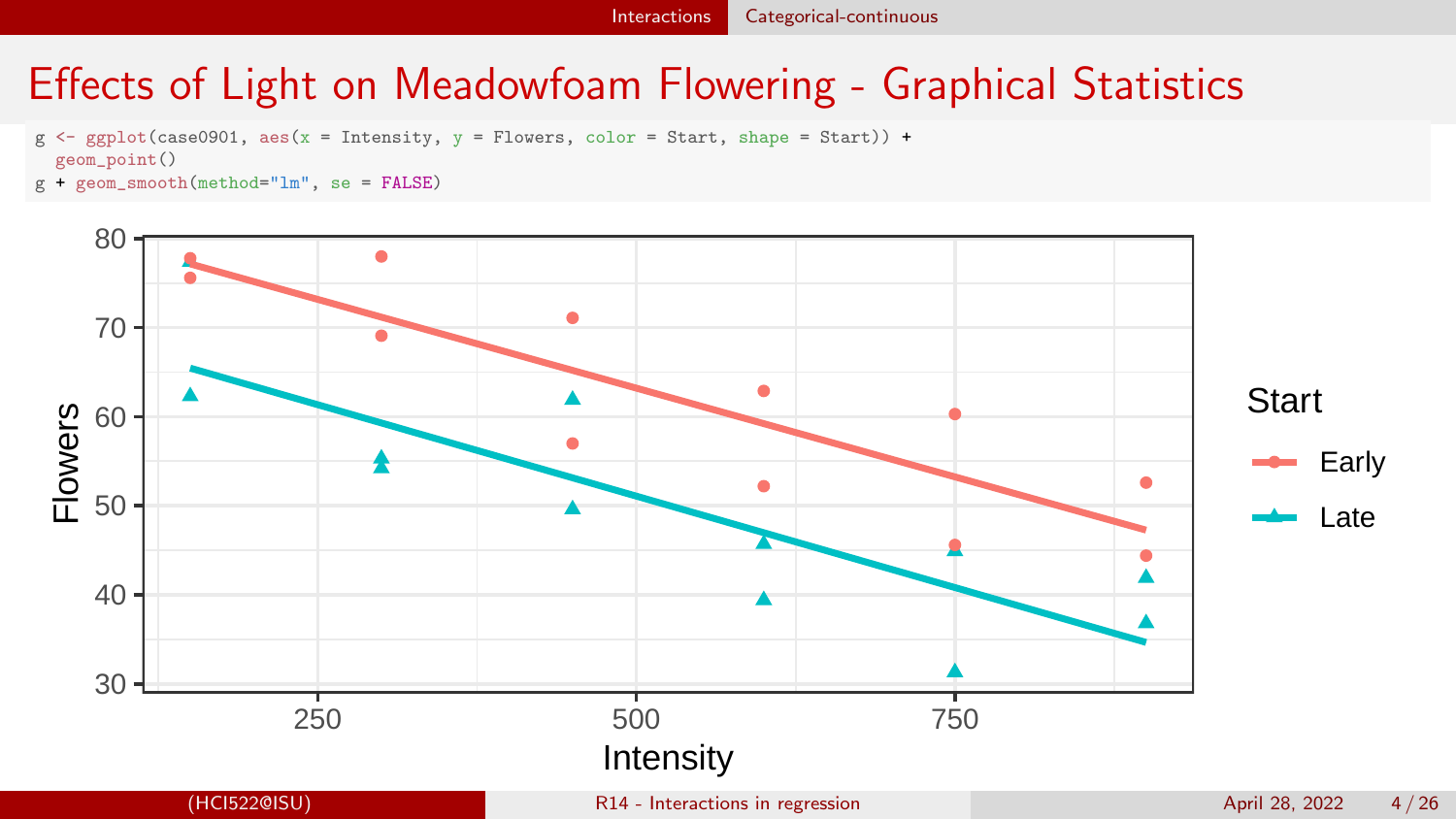# Effects of Light on Meadowfoam Flowering - Graphical Statistics

```
g <- ggplot(case0901, aes(x = Intensity, y = Flowers, color = Start, shape = Start)) +
  geom_point()
g + geom_smooth(method="lm", se = FALSE)
```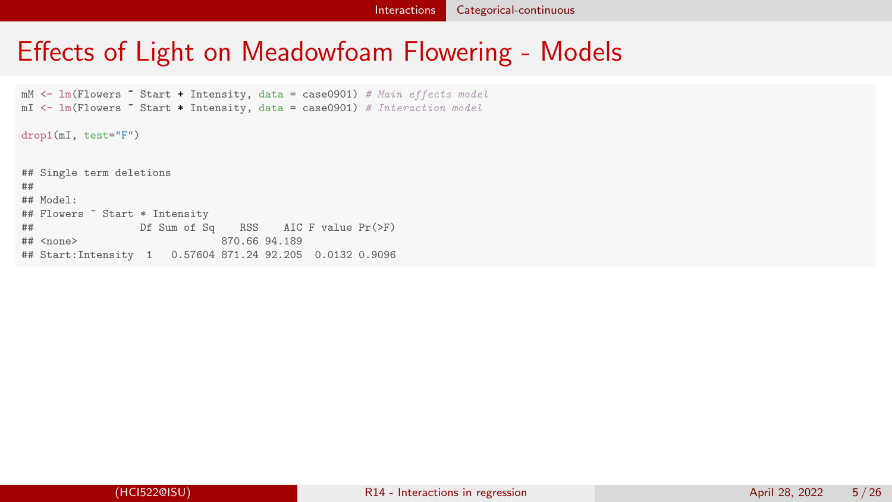# Effects of Light on Meadowfoam Flowering - Models

```r
mM <- lm(Flowers ~ Start + Intensity, data = case0901) # Main effects model
mI <- lm(Flowers ~ Start * Intensity, data = case0901) # Interaction model

drop1(mI, test="F")
```

```
## Single term deletions
##
## Model:
## Flowers ~ Start * Intensity
##                 Df Sum of Sq    RSS    AIC F value Pr(>F)
## <none>                       870.66 94.189
## Start:Intensity  1   0.57604 871.24 92.205  0.0132 0.9096
```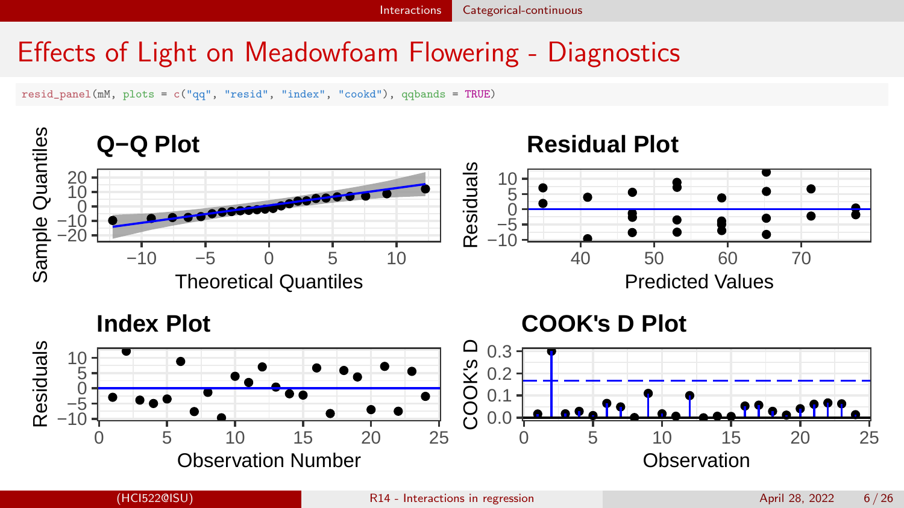# Effects of Light on Meadowfoam Flowering - Diagnostics

```
resid_panel(mM, plots = c("qq", "resid", "index", "cookd"), qqbands = TRUE)
```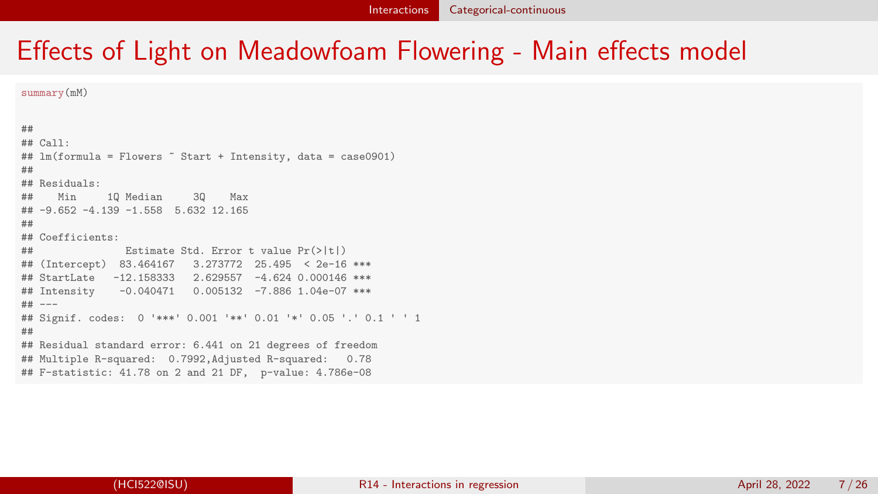# Effects of Light on Meadowfoam Flowering - Main effects model

```
summary(mM)
```

```
##
## Call:
## lm(formula = Flowers ~ Start + Intensity, data = case0901)
##
## Residuals:
##    Min     1Q Median     3Q    Max
## -9.652 -4.139 -1.558  5.632 12.165
##
## Coefficients:
##               Estimate Std. Error t value Pr(>|t|)
## (Intercept)  83.464167   3.273772  25.495  < 2e-16 ***
## StartLate   -12.158333   2.629557  -4.624 0.000146 ***
## Intensity    -0.040471   0.005132  -7.886 1.04e-07 ***
## ---
## Signif. codes:  0 '***' 0.001 '**' 0.01 '*' 0.05 '.' 0.1 ' ' 1
##
## Residual standard error: 6.441 on 21 degrees of freedom
## Multiple R-squared:  0.7992,Adjusted R-squared:   0.78
## F-statistic: 41.78 on 2 and 21 DF,  p-value: 4.786e-08
```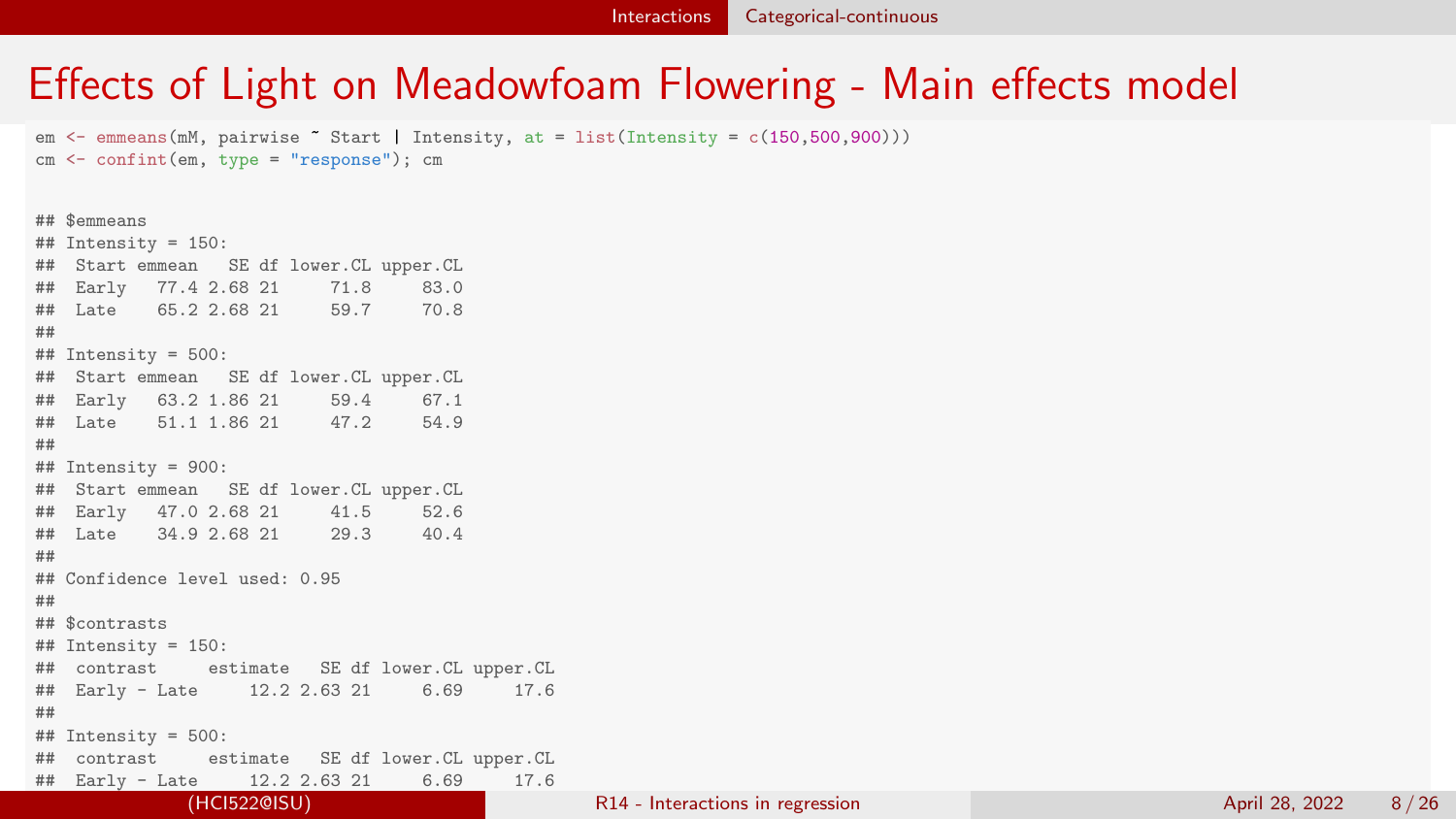# Effects of Light on Meadowfoam Flowering - Main effects model

```
em <- emmeans(mM, pairwise ~ Start | Intensity, at = list(Intensity = c(150,500,900)))
cm <- confint(em, type = "response"); cm


## $emmeans
## Intensity = 150:
##  Start emmean   SE df lower.CL upper.CL
##  Early   77.4 2.68 21     71.8     83.0
##  Late    65.2 2.68 21     59.7     70.8
##
## Intensity = 500:
##  Start emmean   SE df lower.CL upper.CL
##  Early   63.2 1.86 21     59.4     67.1
##  Late    51.1 1.86 21     47.2     54.9
##
## Intensity = 900:
##  Start emmean   SE df lower.CL upper.CL
##  Early   47.0 2.68 21     41.5     52.6
##  Late    34.9 2.68 21     29.3     40.4
##
## Confidence level used: 0.95
##
## $contrasts
## Intensity = 150:
##  contrast     estimate   SE df lower.CL upper.CL
##  Early - Late     12.2 2.63 21     6.69     17.6
##
## Intensity = 500:
##  contrast     estimate   SE df lower.CL upper.CL
##  Early - Late     12.2 2.63 21     6.69     17.6
```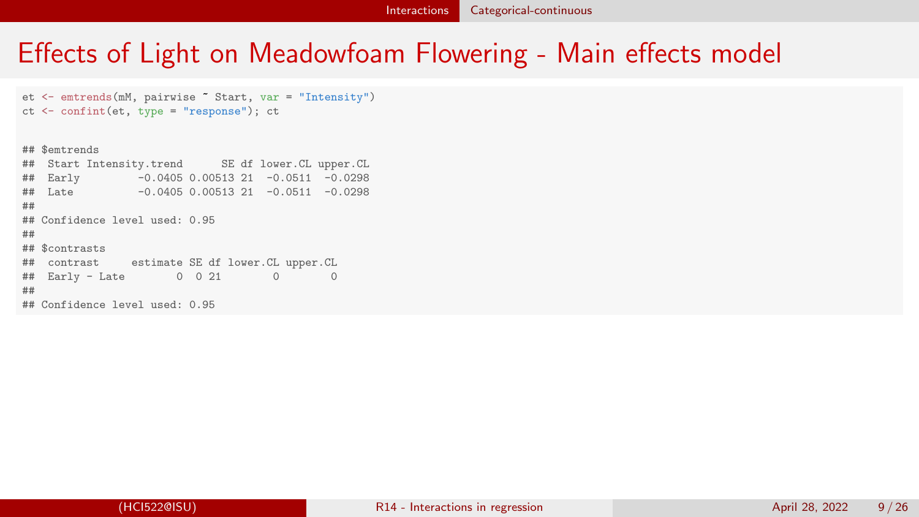# Effects of Light on Meadowfoam Flowering - Main effects model

```
et <- emtrends(mM, pairwise ~ Start, var = "Intensity")
ct <- confint(et, type = "response"); ct


## $emtrends
##  Start Intensity.trend      SE df lower.CL upper.CL
##  Early         -0.0405 0.00513 21  -0.0511  -0.0298
##  Late          -0.0405 0.00513 21  -0.0511  -0.0298
##
## Confidence level used: 0.95
##
## $contrasts
##  contrast     estimate SE df lower.CL upper.CL
##  Early - Late        0  0 21        0        0
##
## Confidence level used: 0.95
```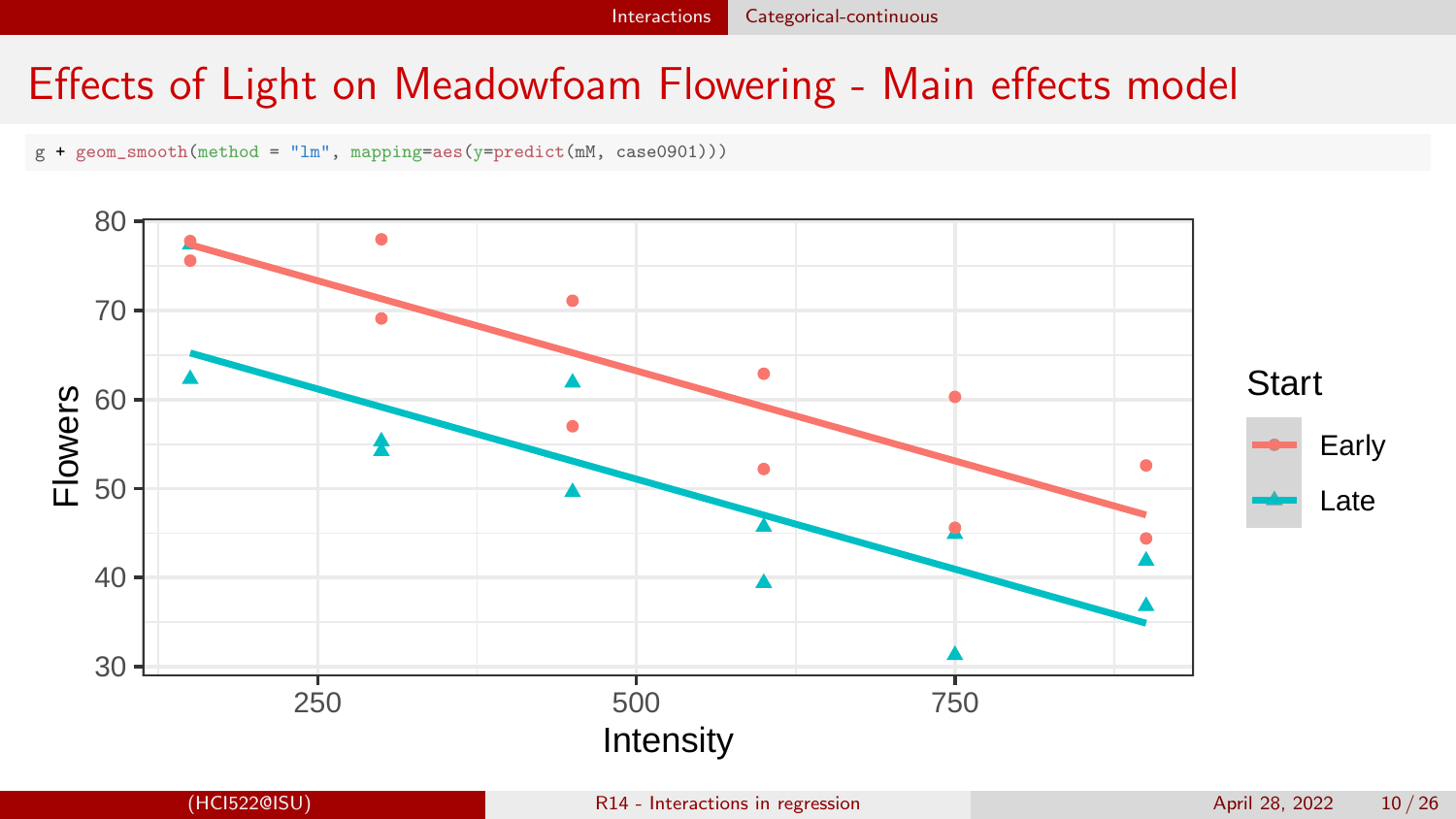# Effects of Light on Meadowfoam Flowering - Main effects model

```
g + geom_smooth(method = "lm", mapping=aes(y=predict(mM, case0901)))
```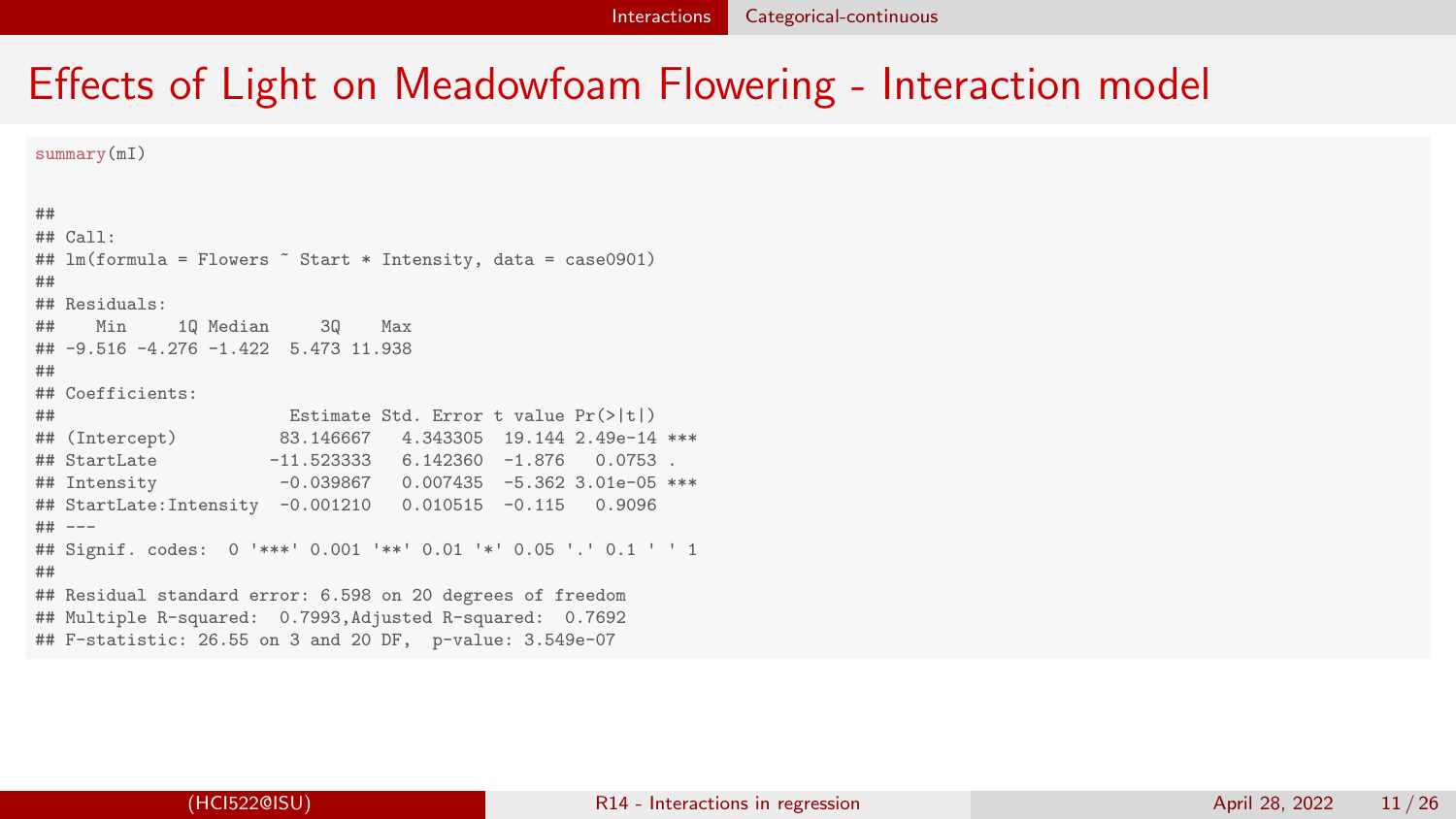# Effects of Light on Meadowfoam Flowering - Interaction model

```
summary(mI)
```

```
##
## Call:
## lm(formula = Flowers ~ Start * Intensity, data = case0901)
##
## Residuals:
##    Min     1Q Median     3Q    Max
## -9.516 -4.276 -1.422  5.473 11.938
##
## Coefficients:
##                       Estimate Std. Error t value Pr(>|t|)
## (Intercept)          83.146667   4.343305  19.144 2.49e-14 ***
## StartLate           -11.523333   6.142360  -1.876   0.0753 .
## Intensity            -0.039867   0.007435  -5.362 3.01e-05 ***
## StartLate:Intensity  -0.001210   0.010515  -0.115   0.9096
## ---
## Signif. codes:  0 '***' 0.001 '**' 0.01 '*' 0.05 '.' 0.1 ' ' 1
##
## Residual standard error: 6.598 on 20 degrees of freedom
## Multiple R-squared:  0.7993,Adjusted R-squared:  0.7692
## F-statistic: 26.55 on 3 and 20 DF,  p-value: 3.549e-07
```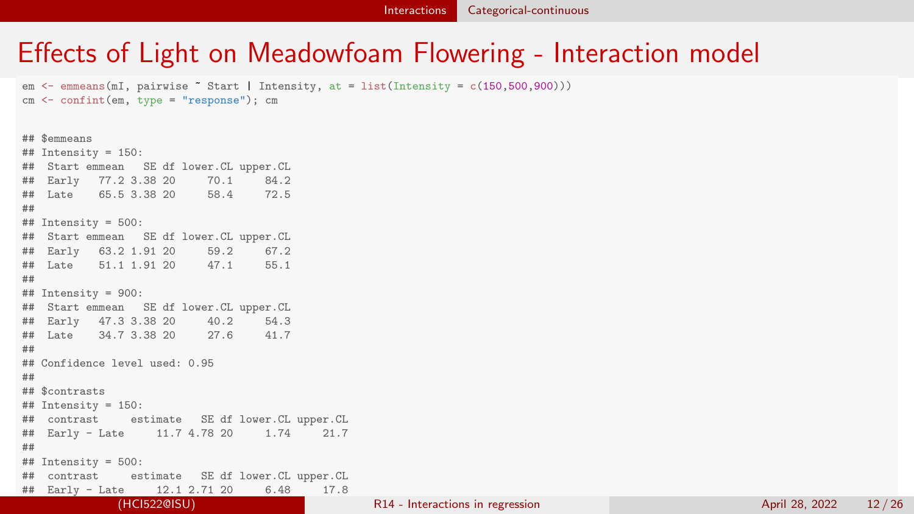# Effects of Light on Meadowfoam Flowering - Interaction model

```
em <- emmeans(mI, pairwise ~ Start | Intensity, at = list(Intensity = c(150,500,900)))
cm <- confint(em, type = "response"); cm
```

```
## $emmeans
## Intensity = 150:
##  Start emmean   SE df lower.CL upper.CL
##  Early   77.2 3.38 20     70.1     84.2
##  Late    65.5 3.38 20     58.4     72.5
##
## Intensity = 500:
##  Start emmean   SE df lower.CL upper.CL
##  Early   63.2 1.91 20     59.2     67.2
##  Late    51.1 1.91 20     47.1     55.1
##
## Intensity = 900:
##  Start emmean   SE df lower.CL upper.CL
##  Early   47.3 3.38 20     40.2     54.3
##  Late    34.7 3.38 20     27.6     41.7
##
## Confidence level used: 0.95
##
## $contrasts
## Intensity = 150:
##  contrast     estimate   SE df lower.CL upper.CL
##  Early - Late     11.7 4.78 20     1.74     21.7
##
## Intensity = 500:
##  contrast     estimate   SE df lower.CL upper.CL
##  Early - Late     12.1 2.71 20     6.48     17.8
```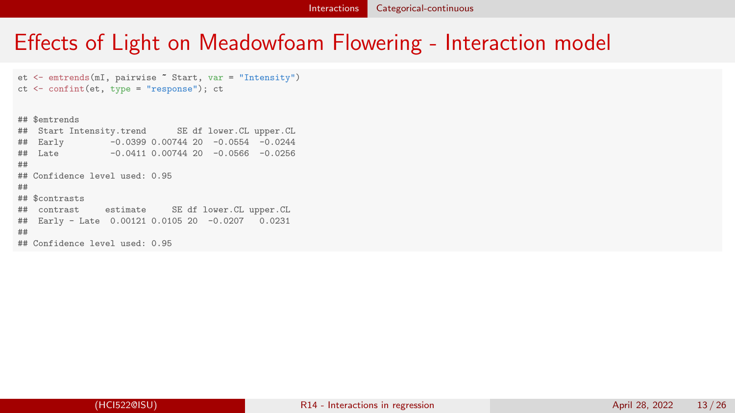# Effects of Light on Meadowfoam Flowering - Interaction model

```
et <- emtrends(mI, pairwise ~ Start, var = "Intensity")
ct <- confint(et, type = "response"); ct
```

```
## $emtrends
##  Start Intensity.trend      SE df lower.CL upper.CL
##  Early         -0.0399 0.00744 20  -0.0554  -0.0244
##  Late          -0.0411 0.00744 20  -0.0566  -0.0256
##
## Confidence level used: 0.95
##
## $contrasts
##  contrast     estimate     SE df lower.CL upper.CL
##  Early - Late  0.00121 0.0105 20  -0.0207   0.0231
##
## Confidence level used: 0.95
```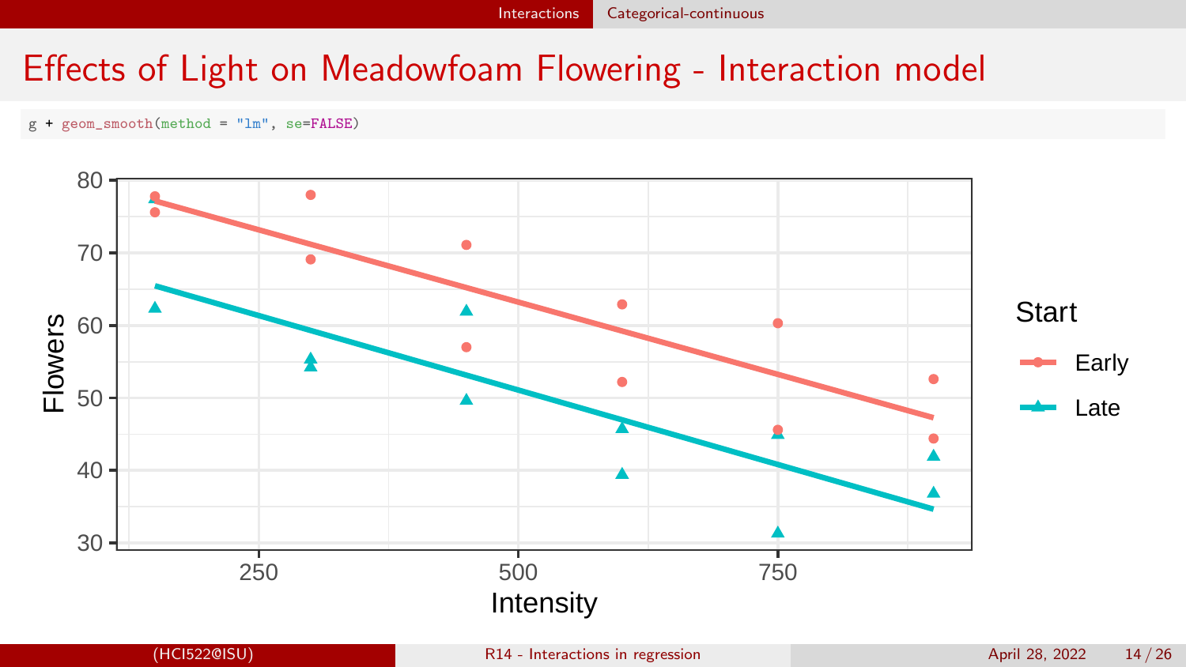# Effects of Light on Meadowfoam Flowering - Interaction model

```
g + geom_smooth(method = "lm", se=FALSE)
```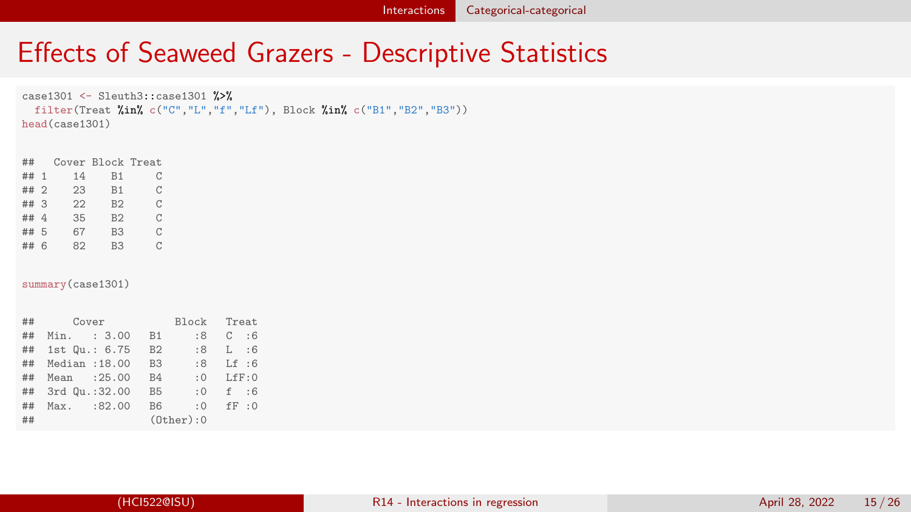# Effects of Seaweed Grazers - Descriptive Statistics

```
case1301 <- Sleuth3::case1301 %>%
  filter(Treat %in% c("C","L","f","Lf"), Block %in% c("B1","B2","B3"))
head(case1301)
```

```
##   Cover Block Treat
## 1    14    B1     C
## 2    23    B1     C
## 3    22    B2     C
## 4    35    B2     C
## 5    67    B3     C
## 6    82    B3     C
```

```
summary(case1301)
```

```
##      Cover          Block     Treat
##  Min.   : 3.00   B1     :8   C  :6
##  1st Qu.: 6.75   B2     :8   L  :6
##  Median :18.00   B3     :8   Lf :6
##  Mean   :25.00   B4     :0   LfF:0
##  3rd Qu.:32.00   B5     :0   f  :6
##  Max.   :82.00   B6     :0   fF :0
##                  (Other):0
```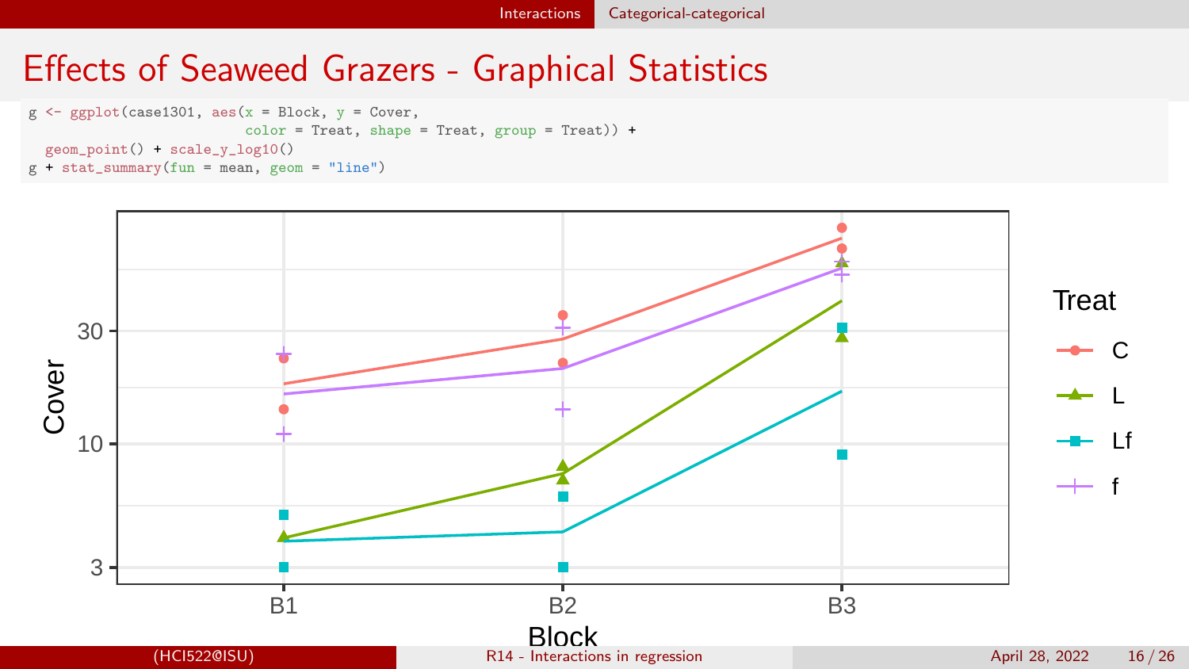# Effects of Seaweed Grazers - Graphical Statistics

```
g <- ggplot(case1301, aes(x = Block, y = Cover,
                          color = Treat, shape = Treat, group = Treat)) +
  geom_point() + scale_y_log10()
g + stat_summary(fun = mean, geom = "line")
```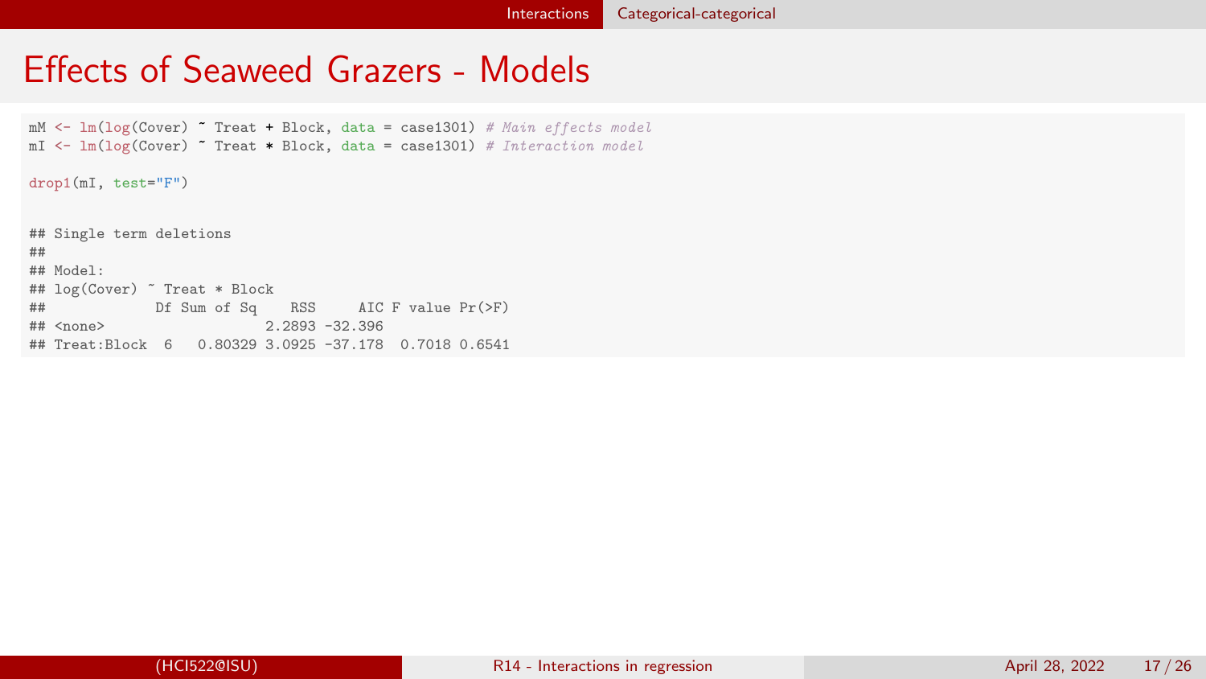# Effects of Seaweed Grazers - Models

```r
mM <- lm(log(Cover) ~ Treat + Block, data = case1301) # Main effects model
mI <- lm(log(Cover) ~ Treat * Block, data = case1301) # Interaction model

drop1(mI, test="F")
```

```
## Single term deletions
##
## Model:
## log(Cover) ~ Treat * Block
##             Df Sum of Sq    RSS     AIC F value Pr(>F)
## <none>                   2.2893 -32.396
## Treat:Block  6   0.80329 3.0925 -37.178  0.7018 0.6541
```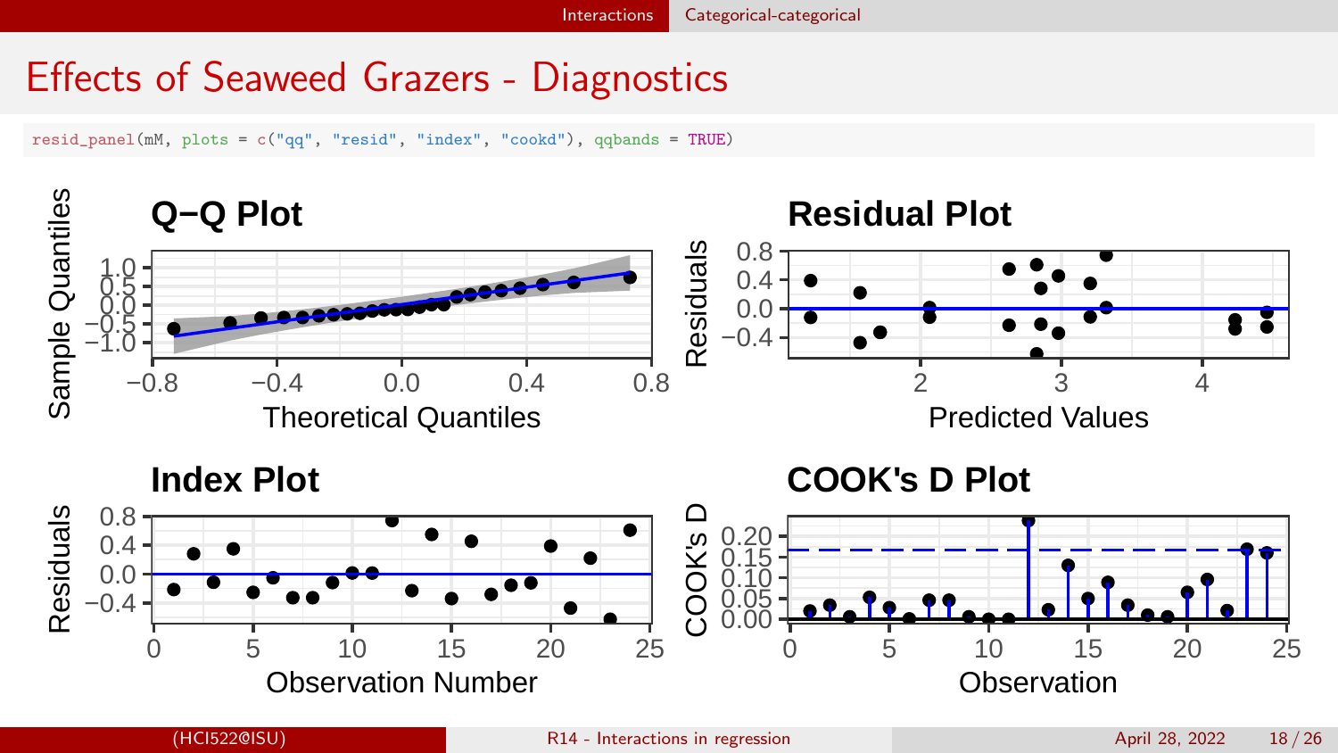# Effects of Seaweed Grazers - Diagnostics

```
resid_panel(mM, plots = c("qq", "resid", "index", "cookd"), qqbands = TRUE)
```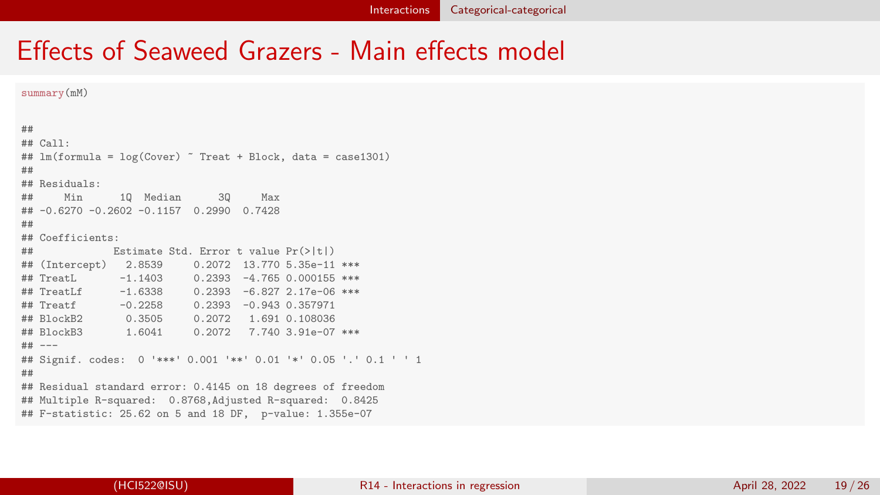# Effects of Seaweed Grazers - Main effects model

```
summary(mM)

##
## Call:
## lm(formula = log(Cover) ~ Treat + Block, data = case1301)
##
## Residuals:
##     Min      1Q  Median      3Q     Max
## -0.6270 -0.2602 -0.1157  0.2990  0.7428
##
## Coefficients:
##             Estimate Std. Error t value Pr(>|t|)
## (Intercept)   2.8539     0.2072  13.770 5.35e-11 ***
## TreatL       -1.1403     0.2393  -4.765 0.000155 ***
## TreatLf      -1.6338     0.2393  -6.827 2.17e-06 ***
## Treatf       -0.2258     0.2393  -0.943 0.357971
## BlockB2       0.3505     0.2072   1.691 0.108036
## BlockB3       1.6041     0.2072   7.740 3.91e-07 ***
## ---
## Signif. codes:  0 '***' 0.001 '**' 0.01 '*' 0.05 '.' 0.1 ' ' 1
##
## Residual standard error: 0.4145 on 18 degrees of freedom
## Multiple R-squared:  0.8768,Adjusted R-squared:  0.8425
## F-statistic: 25.62 on 5 and 18 DF,  p-value: 1.355e-07
```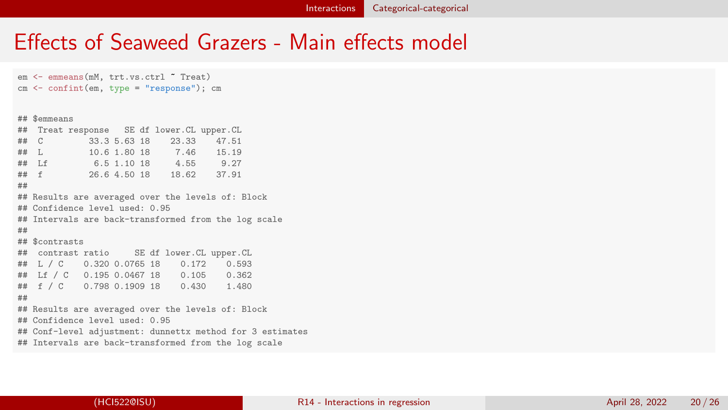# Effects of Seaweed Grazers - Main effects model

```
em <- emmeans(mM, trt.vs.ctrl ~ Treat)
cm <- confint(em, type = "response"); cm
```

```
## $emmeans
##  Treat response   SE df lower.CL upper.CL
##  C         33.3 5.63 18    23.33    47.51
##  L         10.6 1.80 18     7.46    15.19
##  Lf         6.5 1.10 18     4.55     9.27
##  f         26.6 4.50 18    18.62    37.91
##
## Results are averaged over the levels of: Block
## Confidence level used: 0.95
## Intervals are back-transformed from the log scale
##
## $contrasts
##  contrast ratio     SE df lower.CL upper.CL
##  L / C    0.320 0.0765 18    0.172    0.593
##  Lf / C   0.195 0.0467 18    0.105    0.362
##  f / C    0.798 0.1909 18    0.430    1.480
##
## Results are averaged over the levels of: Block
## Confidence level used: 0.95
## Conf-level adjustment: dunnettx method for 3 estimates
## Intervals are back-transformed from the log scale
```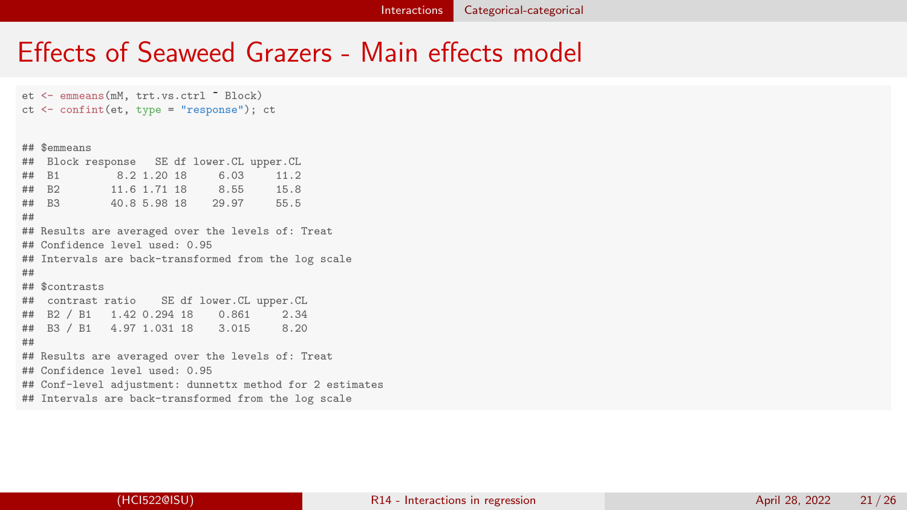# Effects of Seaweed Grazers - Main effects model

```
et <- emmeans(mM, trt.vs.ctrl ~ Block)
ct <- confint(et, type = "response"); ct
```

```
## $emmeans
##  Block response   SE df lower.CL upper.CL
##  B1         8.2 1.20 18     6.03     11.2
##  B2        11.6 1.71 18     8.55     15.8
##  B3        40.8 5.98 18    29.97     55.5
##
## Results are averaged over the levels of: Treat
## Confidence level used: 0.95
## Intervals are back-transformed from the log scale
##
## $contrasts
##  contrast ratio    SE df lower.CL upper.CL
##  B2 / B1   1.42 0.294 18    0.861     2.34
##  B3 / B1   4.97 1.031 18    3.015     8.20
##
## Results are averaged over the levels of: Treat
## Confidence level used: 0.95
## Conf-level adjustment: dunnettx method for 2 estimates
## Intervals are back-transformed from the log scale
```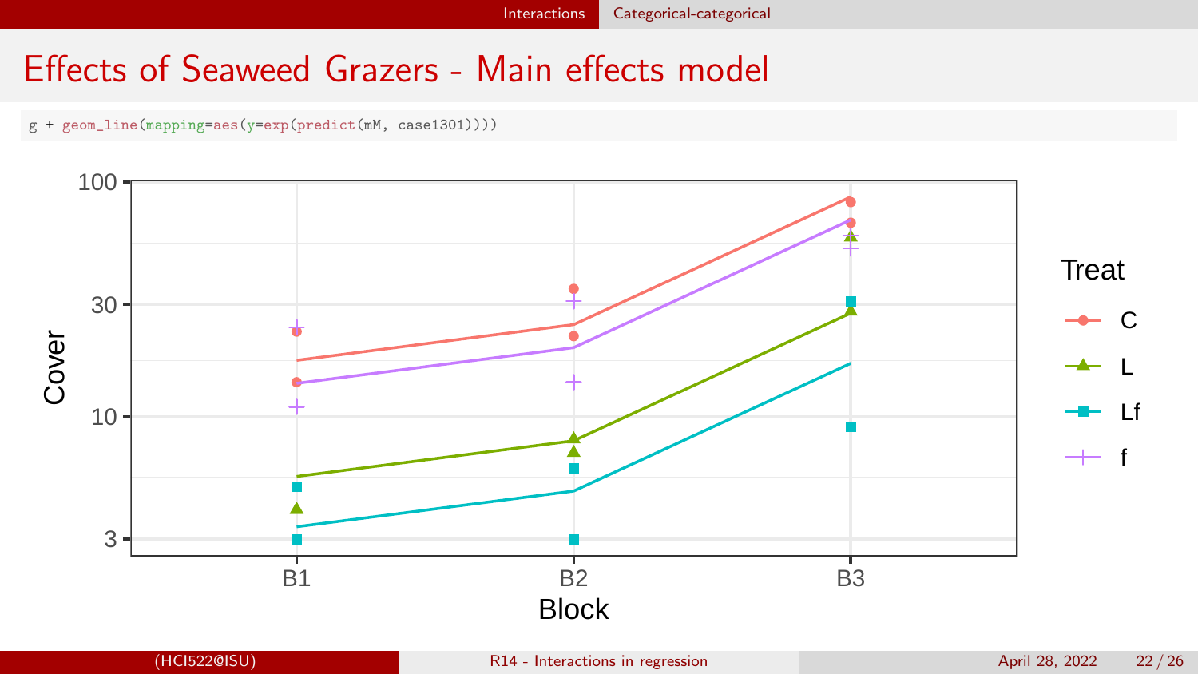# Effects of Seaweed Grazers - Main effects model

```
g + geom_line(mapping=aes(y=exp(predict(mM, case1301))))
```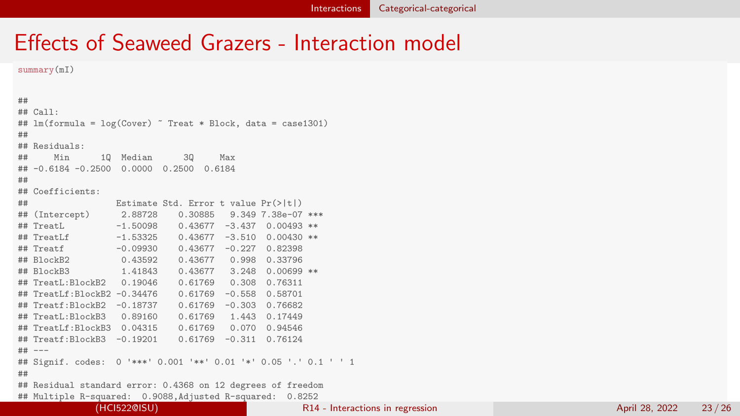# Effects of Seaweed Grazers - Interaction model

```
summary(mI)
```

```
##
## Call:
## lm(formula = log(Cover) ~ Treat * Block, data = case1301)
##
## Residuals:
##     Min      1Q  Median      3Q     Max
## -0.6184 -0.2500  0.0000  0.2500  0.6184
##
## Coefficients:
##                Estimate Std. Error t value Pr(>|t|)
## (Intercept)     2.88728    0.30885   9.349 7.38e-07 ***
## TreatL         -1.50098    0.43677  -3.437  0.00493 **
## TreatLf        -1.53325    0.43677  -3.510  0.00430 **
## Treatf         -0.09930    0.43677  -0.227  0.82398
## BlockB2         0.43592    0.43677   0.998  0.33796
## BlockB3         1.41843    0.43677   3.248  0.00699 **
## TreatL:BlockB2  0.19046    0.61769   0.308  0.76311
## TreatLf:BlockB2 -0.34476   0.61769  -0.558  0.58701
## Treatf:BlockB2 -0.18737    0.61769  -0.303  0.76682
## TreatL:BlockB3  0.89160    0.61769   1.443  0.17449
## TreatLf:BlockB3 0.04315    0.61769   0.070  0.94546
## Treatf:BlockB3 -0.19201    0.61769  -0.311  0.76124
## ---
## Signif. codes:  0 '***' 0.001 '**' 0.01 '*' 0.05 '.' 0.1 ' ' 1
##
## Residual standard error: 0.4368 on 12 degrees of freedom
## Multiple R-squared:  0.9088,Adjusted R-squared:  0.8252
```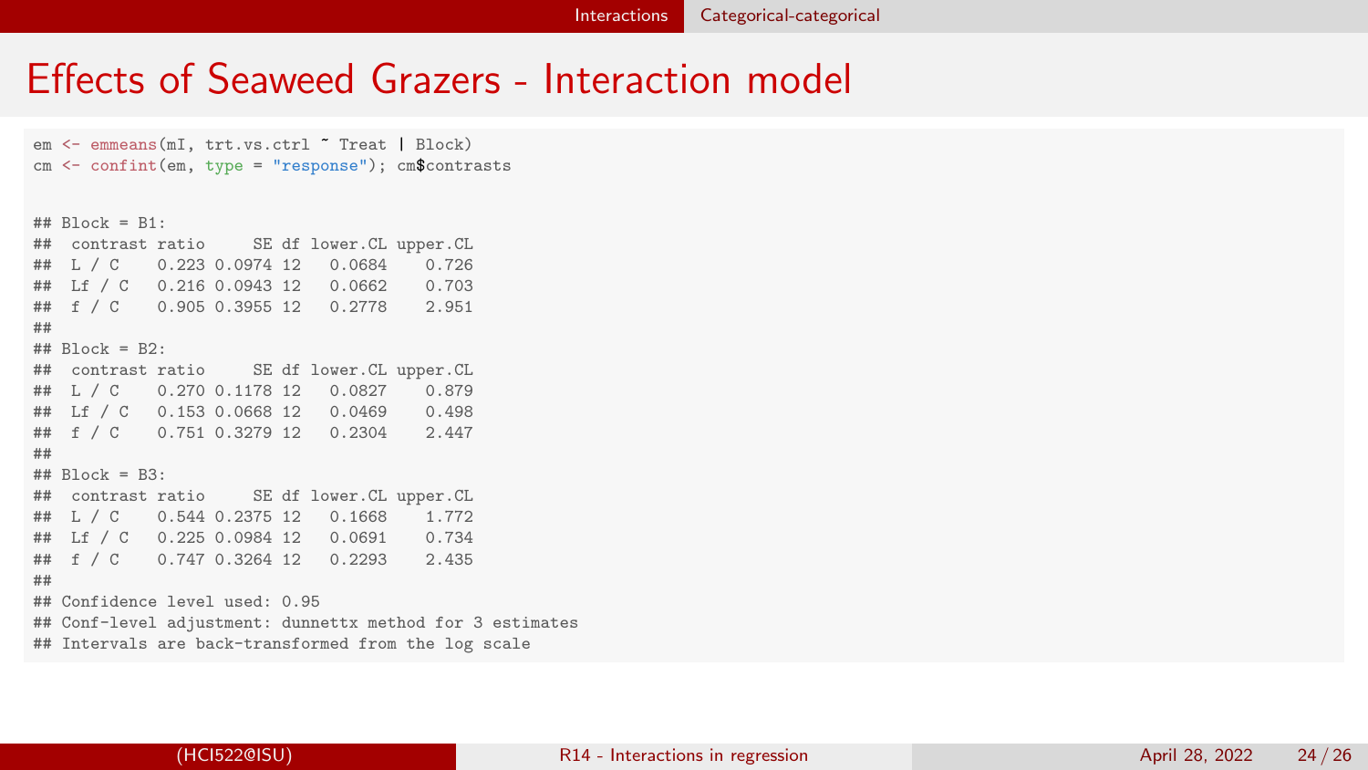# Effects of Seaweed Grazers - Interaction model

```
em <- emmeans(mI, trt.vs.ctrl ~ Treat | Block)
cm <- confint(em, type = "response"); cm$contrasts
```

```
## Block = B1:
##  contrast ratio     SE df lower.CL upper.CL
##  L / C    0.223 0.0974 12   0.0684    0.726
##  Lf / C   0.216 0.0943 12   0.0662    0.703
##  f / C    0.905 0.3955 12   0.2778    2.951
##
## Block = B2:
##  contrast ratio     SE df lower.CL upper.CL
##  L / C    0.270 0.1178 12   0.0827    0.879
##  Lf / C   0.153 0.0668 12   0.0469    0.498
##  f / C    0.751 0.3279 12   0.2304    2.447
##
## Block = B3:
##  contrast ratio     SE df lower.CL upper.CL
##  L / C    0.544 0.2375 12   0.1668    1.772
##  Lf / C   0.225 0.0984 12   0.0691    0.734
##  f / C    0.747 0.3264 12   0.2293    2.435
##
## Confidence level used: 0.95
## Conf-level adjustment: dunnettx method for 3 estimates
## Intervals are back-transformed from the log scale
```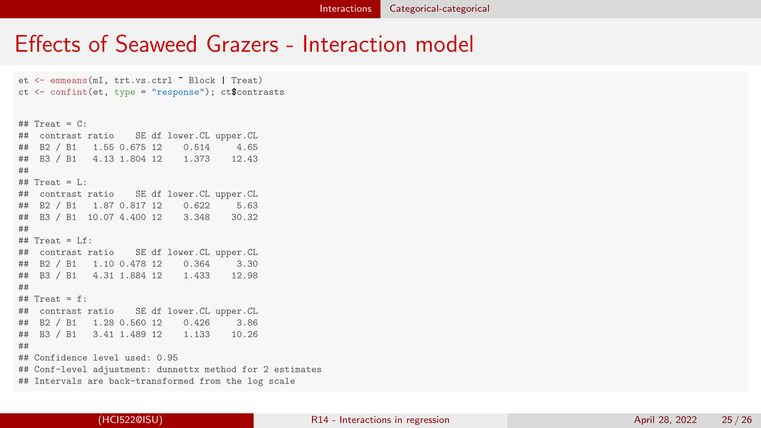# Effects of Seaweed Grazers - Interaction model

```
et <- emmeans(mI, trt.vs.ctrl ~ Block | Treat)
ct <- confint(et, type = "response"); ct$contrasts
```

```
## Treat = C:
##  contrast ratio    SE df lower.CL upper.CL
##  B2 / B1    1.55 0.675 12    0.514     4.65
##  B3 / B1    4.13 1.804 12    1.373    12.43
##
## Treat = L:
##  contrast ratio    SE df lower.CL upper.CL
##  B2 / B1    1.87 0.817 12    0.622     5.63
##  B3 / B1   10.07 4.400 12    3.348    30.32
##
## Treat = Lf:
##  contrast ratio    SE df lower.CL upper.CL
##  B2 / B1    1.10 0.478 12    0.364     3.30
##  B3 / B1    4.31 1.884 12    1.433    12.98
##
## Treat = f:
##  contrast ratio    SE df lower.CL upper.CL
##  B2 / B1    1.28 0.560 12    0.426     3.86
##  B3 / B1    3.41 1.489 12    1.133    10.26
##
## Confidence level used: 0.95
## Conf-level adjustment: dunnettx method for 2 estimates
## Intervals are back-transformed from the log scale
```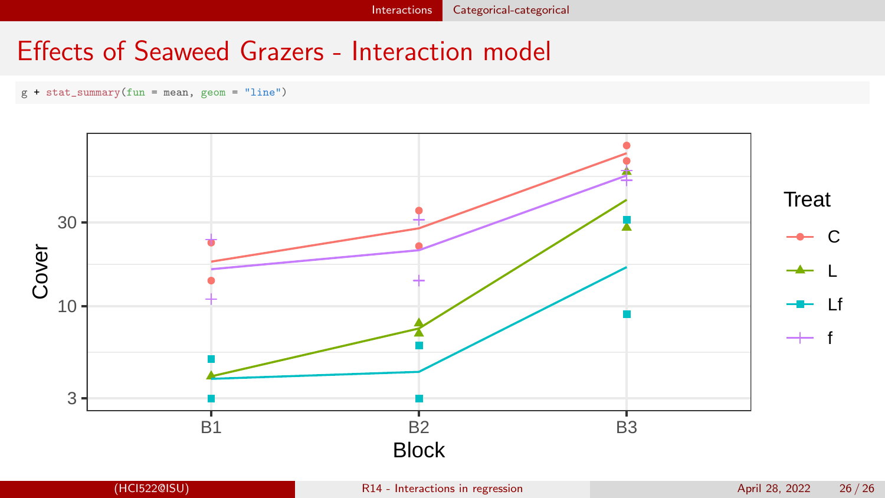# Effects of Seaweed Grazers - Interaction model

```
g + stat_summary(fun = mean, geom = "line")
```

Cover

30

10

3

B1

B2

B3

Block

Treat

C

L

Lf

f